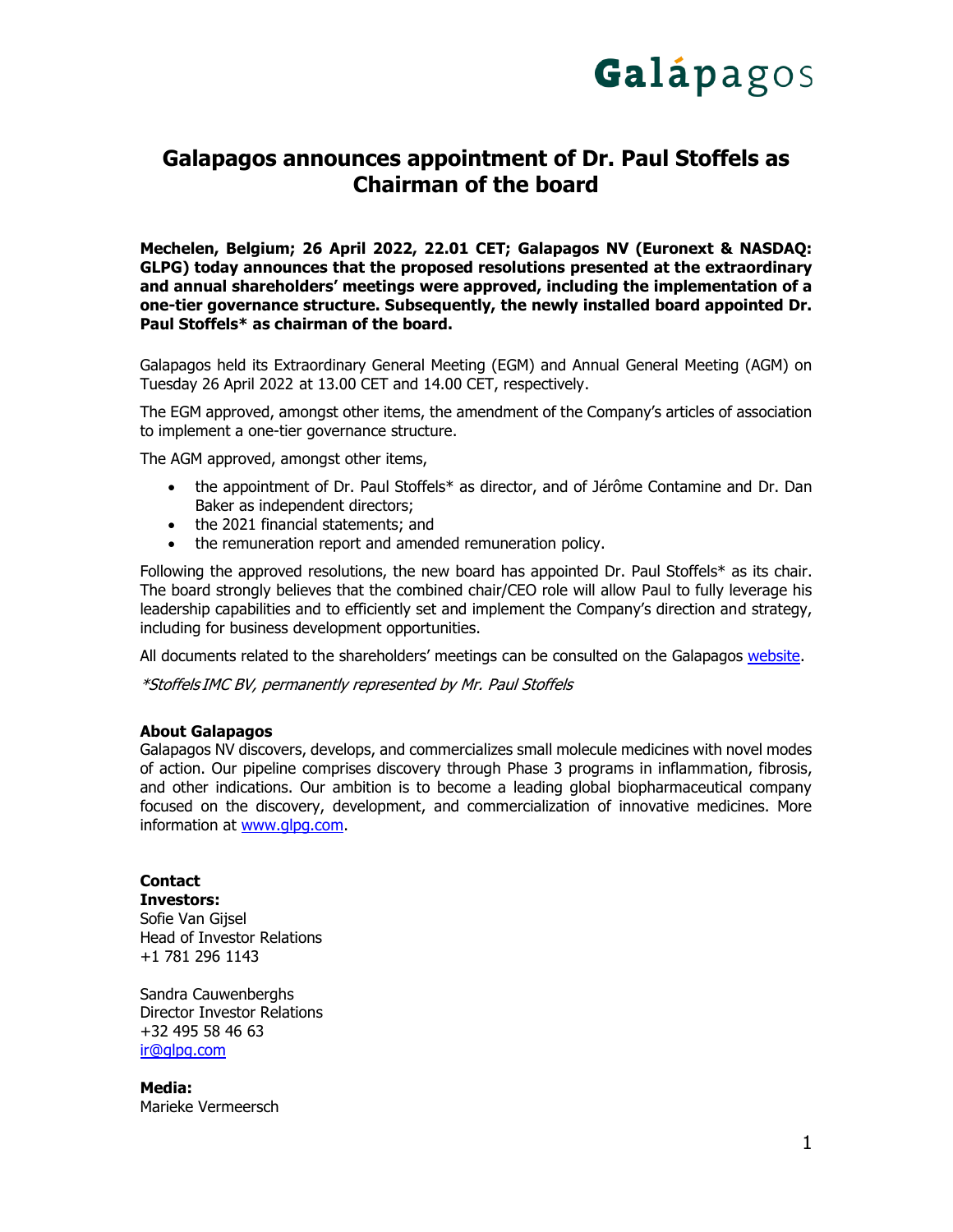# Galapagos announces appointment of Dr. Paul Stoffels as Chairman of the board

**Mechelen, Belgium; 26 April 2022, 22.01 CET; Galapagos NV (Euronext & NASDAQ: GLPG) today announces that the proposed resolutions presented at the extraordinary and annual shareholders' meetings were approved, including the implementation of a one-tier governance structure. Subsequently, the newly installed board appointed Dr. Paul Stoffels* as chairman of the board.**

Galapagos held its Extraordinary General Meeting (EGM) and Annual General Meeting (AGM) on Tuesday 26 April 2022 at 13.00 CET and 14.00 CET, respectively.

The EGM approved, amongst other items, the amendment of the Company's articles of association to implement a one-tier governance structure.

The AGM approved, amongst other items,

- the appointment of Dr. Paul Stoffels* as director, and of Jérôme Contamine and Dr. Dan Baker as independent directors;
- the 2021 financial statements; and
- the remuneration report and amended remuneration policy.

Following the approved resolutions, the new board has appointed Dr. Paul Stoffels* as its chair. The board strongly believes that the combined chair/CEO role will allow Paul to fully leverage his leadership capabilities and to efficiently set and implement the Company's direction and strategy, including for business development opportunities.

All documents related to the shareholders' meetings can be consulted on the Galapagos website.

*\*Stoffels IMC BV, permanently represented by Mr. Paul Stoffels*

**About Galapagos**
Galapagos NV discovers, develops, and commercializes small molecule medicines with novel modes of action. Our pipeline comprises discovery through Phase 3 programs in inflammation, fibrosis, and other indications. Our ambition is to become a leading global biopharmaceutical company focused on the discovery, development, and commercialization of innovative medicines. More information at www.glpg.com.

**Contact**
**Investors:**
Sofie Van Gijsel
Head of Investor Relations
+1 781 296 1143

Sandra Cauwenberghs
Director Investor Relations
+32 495 58 46 63
ir@glpg.com

**Media:**
Marieke Vermeersch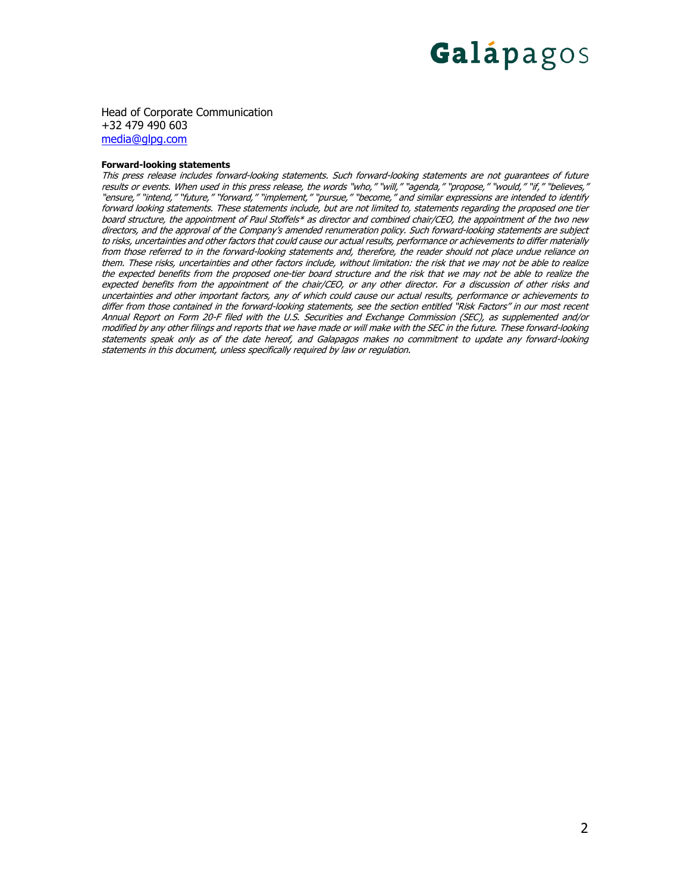Head of Corporate Communication
+32 479 490 603
[media@glpg.com](mailto:media@glpg.com)

**Forward-looking statements**

*This press release includes forward-looking statements. Such forward-looking statements are not guarantees of future results or events. When used in this press release, the words "who," "will," "agenda," "propose," "would," "if," "believes," "ensure," "intend," "future," "forward," "implement," "pursue," "become," and similar expressions are intended to identify forward looking statements. These statements include, but are not limited to, statements regarding the proposed one tier board structure, the appointment of Paul Stoffels\* as director and combined chair/CEO, the appointment of the two new directors, and the approval of the Company's amended renumeration policy. Such forward-looking statements are subject to risks, uncertainties and other factors that could cause our actual results, performance or achievements to differ materially from those referred to in the forward-looking statements and, therefore, the reader should not place undue reliance on them. These risks, uncertainties and other factors include, without limitation: the risk that we may not be able to realize the expected benefits from the proposed one-tier board structure and the risk that we may not be able to realize the expected benefits from the appointment of the chair/CEO, or any other director. For a discussion of other risks and uncertainties and other important factors, any of which could cause our actual results, performance or achievements to differ from those contained in the forward-looking statements, see the section entitled "Risk Factors" in our most recent Annual Report on Form 20-F filed with the U.S. Securities and Exchange Commission (SEC), as supplemented and/or modified by any other filings and reports that we have made or will make with the SEC in the future. These forward-looking statements speak only as of the date hereof, and Galapagos makes no commitment to update any forward-looking statements in this document, unless specifically required by law or regulation.*